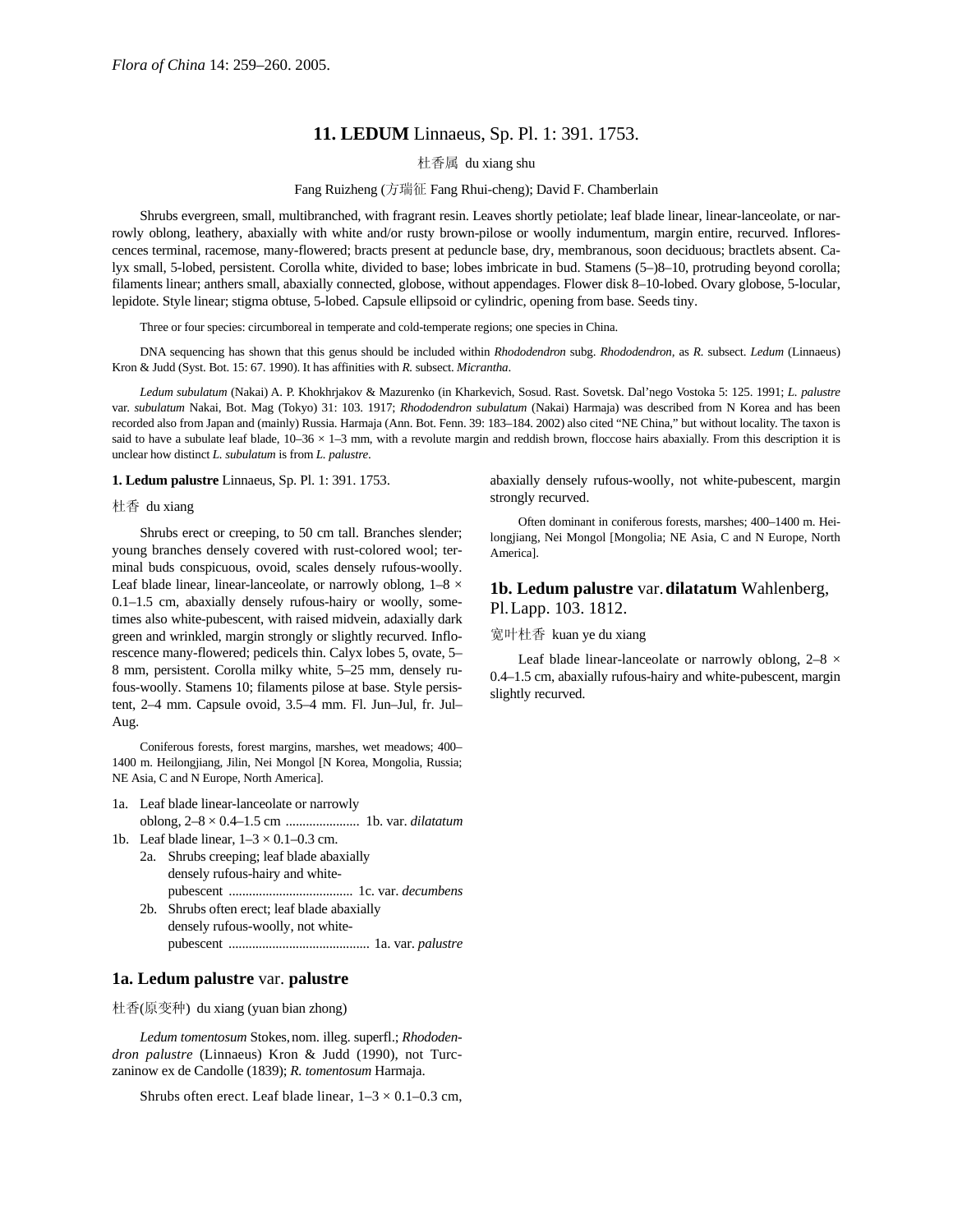*Flora of China* 14: 259–260. 2005.

# 11. LEDUM Linnaeus, Sp. Pl. 1: 391. 1753.

杜香属 du xiang shu

Fang Ruizheng (方瑞征 Fang Rhui-cheng); David F. Chamberlain

Shrubs evergreen, small, multibranched, with fragrant resin. Leaves shortly petiolate; leaf blade linear, linear-lanceolate, or narrowly oblong, leathery, abaxially with white and/or rusty brown-pilose or woolly indumentum, margin entire, recurved. Inflorescences terminal, racemose, many-flowered; bracts present at peduncle base, dry, membranous, soon deciduous; bractlets absent. Calyx small, 5-lobed, persistent. Corolla white, divided to base; lobes imbricate in bud. Stamens (5–)8–10, protruding beyond corolla; filaments linear; anthers small, abaxially connected, globose, without appendages. Flower disk 8–10-lobed. Ovary globose, 5-locular, lepidote. Style linear; stigma obtuse, 5-lobed. Capsule ellipsoid or cylindric, opening from base. Seeds tiny.

Three or four species: circumboreal in temperate and cold-temperate regions; one species in China.

DNA sequencing has shown that this genus should be included within *Rhododendron* subg. *Rhododendron*, as *R.* subsect. *Ledum* (Linnaeus) Kron & Judd (Syst. Bot. 15: 67. 1990). It has affinities with *R.* subsect. *Micrantha*.

*Ledum subulatum* (Nakai) A. P. Khokhrjakov & Mazurenko (in Kharkevich, Sosud. Rast. Sovetsk. Dal'nego Vostoka 5: 125. 1991; *L. palustre* var. *subulatum* Nakai, Bot. Mag (Tokyo) 31: 103. 1917; *Rhododendron subulatum* (Nakai) Harmaja) was described from N Korea and has been recorded also from Japan and (mainly) Russia. Harmaja (Ann. Bot. Fenn. 39: 183–184. 2002) also cited "NE China," but without locality. The taxon is said to have a subulate leaf blade, 10–36 × 1–3 mm, with a revolute margin and reddish brown, floccose hairs abaxially. From this description it is unclear how distinct *L. subulatum* is from *L. palustre*.

**1. Ledum palustre** Linnaeus, Sp. Pl. 1: 391. 1753.

杜香 du xiang

Shrubs erect or creeping, to 50 cm tall. Branches slender; young branches densely covered with rust-colored wool; terminal buds conspicuous, ovoid, scales densely rufous-woolly. Leaf blade linear, linear-lanceolate, or narrowly oblong, 1–8 × 0.1–1.5 cm, abaxially densely rufous-hairy or woolly, sometimes also white-pubescent, with raised midvein, adaxially dark green and wrinkled, margin strongly or slightly recurved. Inflorescence many-flowered; pedicels thin. Calyx lobes 5, ovate, 5–8 mm, persistent. Corolla milky white, 5–25 mm, densely rufous-woolly. Stamens 10; filaments pilose at base. Style persistent, 2–4 mm. Capsule ovoid, 3.5–4 mm. Fl. Jun–Jul, fr. Jul–Aug.

Coniferous forests, forest margins, marshes, wet meadows; 400–1400 m. Heilongjiang, Jilin, Nei Mongol [N Korea, Mongolia, Russia; NE Asia, C and N Europe, North America].

1a. Leaf blade linear-lanceolate or narrowly oblong, 2–8 × 0.4–1.5 cm ...................... 1b. var. *dilatatum*
1b. Leaf blade linear, 1–3 × 0.1–0.3 cm.
  2a. Shrubs creeping; leaf blade abaxially densely rufous-hairy and white-pubescent .................................... 1c. var. *decumbens*
  2b. Shrubs often erect; leaf blade abaxially densely rufous-woolly, not white-pubescent .......................................... 1a. var. *palustre*

## 1a. Ledum palustre var. palustre

杜香(原变种) du xiang (yuan bian zhong)

*Ledum tomentosum* Stokes, nom. illeg. superfl.; *Rhododendron palustre* (Linnaeus) Kron & Judd (1990), not Turczaninow ex de Candolle (1839); *R. tomentosum* Harmaja.

Shrubs often erect. Leaf blade linear, 1–3 × 0.1–0.3 cm, abaxially densely rufous-woolly, not white-pubescent, margin strongly recurved.

Often dominant in coniferous forests, marshes; 400–1400 m. Heilongjiang, Nei Mongol [Mongolia; NE Asia, C and N Europe, North America].

## 1b. Ledum palustre var. dilatatum Wahlenberg, Pl. Lapp. 103. 1812.

宽叶杜香 kuan ye du xiang

Leaf blade linear-lanceolate or narrowly oblong, 2–8 × 0.4–1.5 cm, abaxially rufous-hairy and white-pubescent, margin slightly recurved.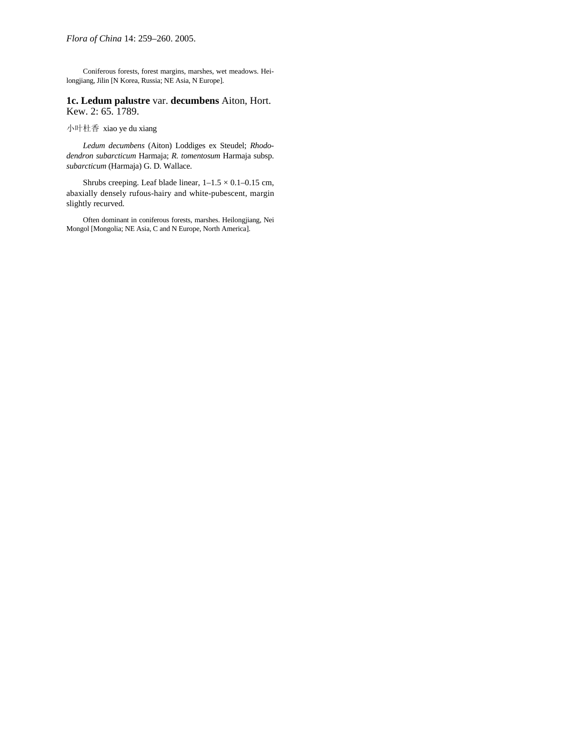Coniferous forests, forest margins, marshes, wet meadows. Heilongjiang, Jilin [N Korea, Russia; NE Asia, N Europe].

### **1c. Ledum palustre** var. **decumbens** Aiton, Hort. Kew. 2: 65. 1789.

小叶杜香 xiao ye du xiang

*Ledum decumbens* (Aiton) Loddiges ex Steudel; *Rhododendron subarcticum* Harmaja; *R. tomentosum* Harmaja subsp. *subarcticum* (Harmaja) G. D. Wallace.

Shrubs creeping. Leaf blade linear, 1–1.5 × 0.1–0.15 cm, abaxially densely rufous-hairy and white-pubescent, margin slightly recurved.

Often dominant in coniferous forests, marshes. Heilongjiang, Nei Mongol [Mongolia; NE Asia, C and N Europe, North America].